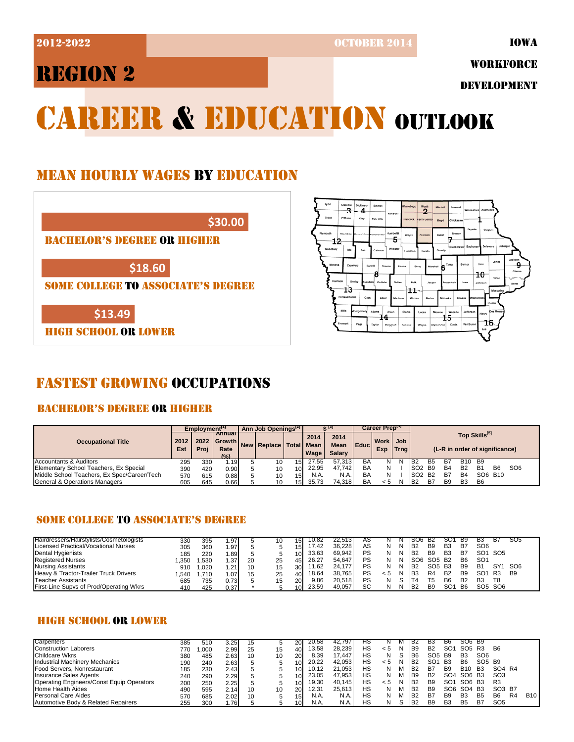2012-2022 | OCTOBER 2014 | IOWA WORKFORCE DEVELOPMENT

# REGION 2

# CAREER & EDUCATION OUTLOOK

## MEAN HOURLY WAGES BY EDUCATION

**$30.00** — BACHELOR'S DEGREE OR HIGHER

**$18.60** — SOME COLLEGE TO ASSOCIATE'S DEGREE

**$13.49** — HIGH SCHOOL OR LOWER

## FASTEST GROWING OCCUPATIONS

### BACHELOR'S DEGREE OR HIGHER

| Occupational Title | Employment[1] | | | Ann Job Openings[2] | | | $ [3] | | Career Prep[4] | | | Top Skills[5] (L-R in order of significance) | | | | | | | |
|---|---|---|---|---|---|---|---|---|---|---|---|---|---|---|---|---|---|---|---|
| | 2012 Est | 2022 Proj | Annual Growth Rate (%) | New | Replace | Total | 2014 Mean Wage | 2014 Mean Salary | Educ | Work Exp | Job Trng | | | | | | | | |
| Accountants & Auditors | 295 | 330 | 1.19 | 5 | 10 | 15 | 27.55 | 57,313 | BA | N | N | B2 | B5 | B7 | B10 | B9 | | | |
| Elementary School Teachers, Ex Special | 390 | 420 | 0.90 | 5 | 10 | 10 | 22.95 | 47,742 | BA | N | I | SO2 | B9 | B4 | B2 | B1 | B6 | SO6 | |
| Middle School Teachers, Ex Spec/Career/Tech | 570 | 615 | 0.88 | 5 | 10 | 15 | N.A. | N.A. | BA | N | I | SO2 | B2 | B7 | B4 | SO6 | B10 | | |
| General & Operations Managers | 605 | 645 | 0.66 | 5 | 10 | 15 | 35.73 | 74,318 | BA | < 5 | N | B2 | B7 | B9 | B3 | B6 | | | |

### SOME COLLEGE TO ASSOCIATE'S DEGREE

| Occupational Title | 2012 Est | 2022 Proj | Annual Growth Rate (%) | New | Replace | Total | 2014 Mean Wage | 2014 Mean Salary | Educ | Work Exp | Job Trng | Top Skills | | | | | | | |
|---|---|---|---|---|---|---|---|---|---|---|---|---|---|---|---|---|---|---|---|
| Hairdressers/Hairstylists/Cosmetologists | 330 | 395 | 1.97 | 5 | 10 | 15 | 10.82 | 22,513 | AS | N | N | SO6 | B2 | SO1 | B9 | B3 | B7 | SO5 | |
| Licensed Practical/Vocational Nurses | 305 | 360 | 1.97 | 5 | 5 | 15 | 17.42 | 36,228 | AS | N | N | B2 | B9 | B3 | B7 | SO6 | | | |
| Dental Hygienists | 185 | 220 | 1.89 | 5 | 5 | 10 | 33.63 | 69,942 | PS | N | N | B2 | B9 | B3 | B7 | SO1 | SO5 | | |
| Registered Nurses | 1,350 | 1,530 | 1.37 | 20 | 25 | 45 | 26.27 | 54,647 | PS | N | N | SO6 | SO5 | B2 | B6 | SO1 | | | |
| Nursing Assistants | 910 | 1,020 | 1.21 | 10 | 15 | 30 | 11.62 | 24,177 | PS | N | N | B2 | SO5 | B3 | B9 | B1 | SY1 | SO6 | |
| Heavy & Tractor-Trailer Truck Drivers | 1,540 | 1,710 | 1.07 | 15 | 25 | 40 | 18.64 | 38,765 | PS | < 5 | N | B3 | R4 | B2 | B9 | SO1 | R3 | B9 | |
| Teacher Assistants | 685 | 735 | 0.73 | 5 | 15 | 20 | 9.86 | 20,518 | PS | N | S | T4 | T5 | B6 | B2 | B3 | T8 | | |
| First-Line Supvs of Prod/Operating Wkrs | 410 | 425 | 0.37 | * | 5 | 10 | 23.59 | 49,057 | SC | N | N | B2 | B9 | SO1 | B6 | SO5 | SO6 | | |

### HIGH SCHOOL OR LOWER

| Occupational Title | 2012 Est | 2022 Proj | Annual Growth Rate (%) | New | Replace | Total | 2014 Mean Wage | 2014 Mean Salary | Educ | Work Exp | Job Trng | Top Skills | | | | | | | |
|---|---|---|---|---|---|---|---|---|---|---|---|---|---|---|---|---|---|---|---|
| Carpenters | 385 | 510 | 3.25 | 15 | 5 | 20 | 20.58 | 42,797 | HS | N | M | B2 | B3 | B6 | SO6 | B9 | | | |
| Construction Laborers | 770 | 1,000 | 2.99 | 25 | 15 | 40 | 13.58 | 28,239 | HS | < 5 | N | B9 | B2 | SO1 | SO5 | R3 | B6 | | |
| Childcare Wkrs | 380 | 485 | 2.63 | 10 | 10 | 20 | 8.39 | 17,447 | HS | N | S | B6 | SO5 | B9 | B3 | SO6 | | | |
| Industrial Machinery Mechanics | 190 | 240 | 2.63 | 5 | 5 | 10 | 20.22 | 42,053 | HS | < 5 | N | B2 | SO1 | B3 | B6 | SO5 | B9 | | |
| Food Servers, Nonrestaurant | 185 | 230 | 2.43 | 5 | 5 | 10 | 10.12 | 21,053 | HS | N | M | B2 | B7 | B9 | B10 | B3 | SO4 | R4 | |
| Insurance Sales Agents | 240 | 290 | 2.29 | 5 | 5 | 10 | 23.05 | 47,953 | HS | N | M | B9 | B2 | SO4 | SO6 | B3 | SO3 | | |
| Operating Engineers/Const Equip Operators | 200 | 250 | 2.25 | 5 | 5 | 10 | 19.30 | 40,145 | HS | < 5 | N | B2 | B9 | SO1 | SO6 | B3 | R3 | | |
| Home Health Aides | 490 | 595 | 2.14 | 10 | 10 | 20 | 12.31 | 25,613 | HS | N | M | B2 | B9 | SO6 | SO4 | B3 | SO3 | B7 | |
| Personal Care Aides | 570 | 685 | 2.02 | 10 | 5 | 15 | N.A. | N.A. | HS | N | M | B2 | B7 | B9 | B3 | B5 | B6 | R4 | B10 |
| Automotive Body & Related Repairers | 255 | 300 | 1.76 | 5 | 5 | 10 | N.A. | N.A. | HS | N | S | B2 | B9 | B3 | B5 | B7 | SO5 | | |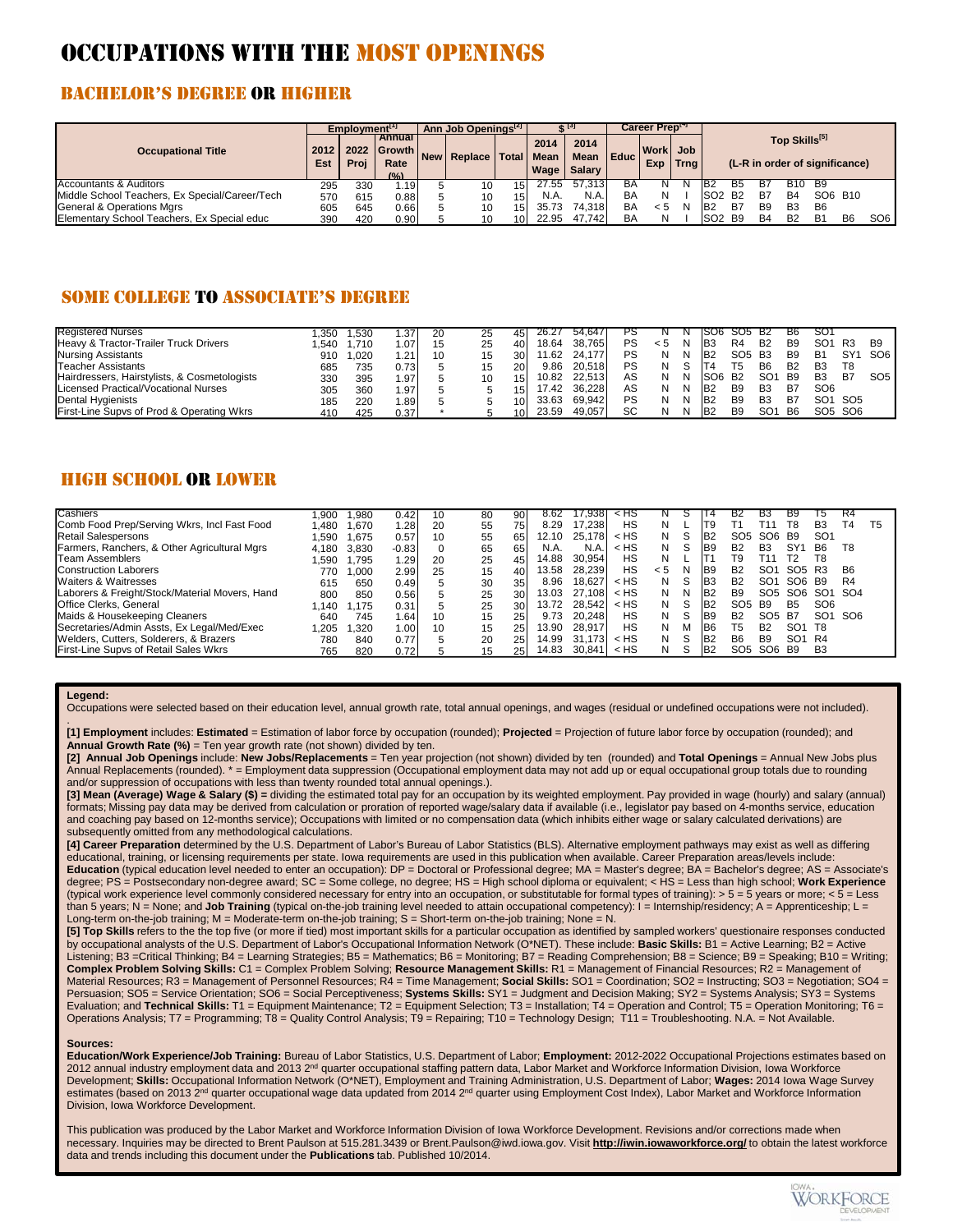# OCCUPATIONS WITH THE MOST OPENINGS

## BACHELOR'S DEGREE OR HIGHER

| Occupational Title | Employment[1] | | | Ann Job Openings[2] | | | $[3] | | Career Prep[4] | | | Top Skills[5] (L-R in order of significance) | | | | | | |
|---|---|---|---|---|---|---|---|---|---|---|---|---|---|---|---|---|---|---|
| | 2012 Est | 2022 Proj | Annual Growth Rate (%) | New | Replace | Total | 2014 Mean Wage | 2014 Mean Salary | Educ | Work Exp | Job Trng | | | | | | | |
| Accountants & Auditors | 295 | 330 | 1.19 | 5 | 10 | 15 | 27.55 | 57,313 | BA | N | N | B2 | B5 | B7 | B10 | B9 | | |
| Middle School Teachers, Ex Special/Career/Tech | 570 | 615 | 0.88 | 5 | 10 | 15 | N.A. | N.A. | BA | N | I | SO2 | B2 | B7 | B4 | SO6 | B10 | |
| General & Operations Mgrs | 605 | 645 | 0.66 | 5 | 10 | 15 | 35.73 | 74,318 | BA | < 5 | N | B2 | B7 | B9 | B3 | B6 | | |
| Elementary School Teachers, Ex Special educ | 390 | 420 | 0.90 | 5 | 10 | 15 | 22.95 | 47,742 | BA | N | I | SO2 | B9 | B4 | B2 | B1 | B6 | SO6 |

## SOME COLLEGE TO ASSOCIATE'S DEGREE

| | | | | | | | | | | | | | | | | | | |
|---|---|---|---|---|---|---|---|---|---|---|---|---|---|---|---|---|---|---|
| Registered Nurses | 1,350 | 1,530 | 1.37 | 20 | 25 | 45 | 26.27 | 54,647 | PS | N | N | SO6 | SO5 | B2 | B6 | SO1 | | |
| Heavy & Tractor-Trailer Truck Drivers | 1,540 | 1,710 | 1.07 | 15 | 25 | 40 | 18.64 | 38,765 | PS | < 5 | N | B3 | R4 | B2 | B9 | SO1 | R3 | B9 |
| Nursing Assistants | 910 | 1,020 | 1.21 | 10 | 15 | 30 | 11.62 | 24,177 | PS | N | N | B2 | SO5 | B3 | B9 | B1 | SY1 | SO6 |
| Teacher Assistants | 685 | 735 | 0.73 | 5 | 15 | 20 | 9.86 | 20,518 | PS | N | S | T4 | T5 | B6 | B2 | B3 | T8 | |
| Hairdressers, Hairstylists, & Cosmetologists | 330 | 395 | 1.97 | 5 | 10 | 15 | 10.82 | 22,513 | AS | N | N | SO6 | B2 | SO1 | B9 | B3 | B7 | SO5 |
| Licensed Practical/Vocational Nurses | 305 | 360 | 1.97 | 5 | 5 | 15 | 17.42 | 36,228 | AS | N | N | B2 | B9 | B3 | B7 | SO6 | | |
| Dental Hygienists | 185 | 220 | 1.89 | 5 | 5 | 10 | 33.63 | 69,942 | PS | N | N | B2 | B9 | B3 | B7 | SO1 | SO5 | |
| First-Line Supvs of Prod & Operating Wkrs | 410 | 425 | 0.37 | * | 5 | 10 | 23.59 | 49,057 | SC | N | N | B2 | B9 | SO1 | B6 | SO5 | SO6 | |

## HIGH SCHOOL OR LOWER

| | | | | | | | | | | | | | | | | | | |
|---|---|---|---|---|---|---|---|---|---|---|---|---|---|---|---|---|---|---|
| Cashiers | 1,900 | 1,980 | 0.42 | 10 | 80 | 90 | 8.62 | 17,938 | < HS | N | S | T4 | B2 | B3 | B9 | T5 | R4 | |
| Comb Food Prep/Serving Wkrs, Incl Fast Food | 1,480 | 1,670 | 1.28 | 20 | 55 | 75 | 8.29 | 17,238 | HS | N | L | T9 | T1 | T11 | T8 | B3 | T4 | T5 |
| Retail Salespersons | 1,590 | 1,675 | 0.57 | 10 | 55 | 65 | 12.10 | 25,178 | < HS | N | S | B2 | SO5 | SO6 | B9 | SO1 | | |
| Farmers, Ranchers, & Other Agricultural Mgrs | 4,180 | 3,830 | -0.83 | 0 | 65 | 65 | N.A. | N.A. | < HS | N | S | B9 | B2 | B3 | SY1 | B6 | T8 | |
| Team Assemblers | 1,590 | 1,795 | 1.29 | 20 | 25 | 45 | 14.88 | 30,954 | HS | N | L | T1 | T9 | T11 | T2 | T8 | | |
| Construction Laborers | 770 | 1,000 | 2.99 | 25 | 15 | 40 | 13.58 | 28,239 | HS | < 5 | N | B9 | B2 | SO1 | SO5 | R3 | B6 | |
| Waiters & Waitresses | 615 | 650 | 0.49 | 5 | 30 | 35 | 8.96 | 18,627 | < HS | N | S | B3 | B2 | SO1 | SO6 | B9 | R4 | |
| Laborers & Freight/Stock/Material Movers, Hand | 800 | 850 | 0.56 | 5 | 25 | 30 | 13.03 | 27,108 | < HS | N | N | B2 | B9 | SO5 | SO6 | SO1 | SO4 | |
| Office Clerks, General | 1,140 | 1,175 | 0.31 | 5 | 25 | 30 | 13.72 | 28,542 | HS | N | S | B2 | SO5 | B9 | B5 | SO6 | | |
| Maids & Housekeeping Cleaners | 640 | 745 | 1.64 | 10 | 15 | 25 | 9.73 | 20,248 | HS | N | S | B9 | B2 | SO5 | B7 | SO1 | SO6 | |
| Secretaries/Admin Assts, Ex Legal/Med/Exec | 1,205 | 1,320 | 1.00 | 10 | 15 | 25 | 13.90 | 28,917 | HS | N | M | B6 | T5 | B2 | SO1 | T8 | | |
| Welders, Cutters, Solderers, & Brazers | 780 | 840 | 0.77 | 5 | 20 | 25 | 14.99 | 31,173 | < HS | N | S | B2 | B6 | B9 | SO1 | R4 | | |
| First-Line Supvs of Retail Sales Wkrs | 765 | 820 | 0.72 | 5 | 15 | 25 | 14.83 | 30,841 | < HS | N | S | B2 | SO5 | SO6 | B9 | B3 | | |

**Legend:**

Occupations were selected based on their education level, annual growth rate, total annual openings, and wages (residual or undefined occupations were not included).

**[1] Employment** includes: **Estimated** = Estimation of labor force by occupation (rounded); **Projected** = Projection of future labor force by occupation (rounded); and **Annual Growth Rate (%)** = Ten year growth rate (not shown) divided by ten.

**[2] Annual Job Openings** include: **New Jobs/Replacements** = Ten year projection (not shown) divided by ten (rounded) and **Total Openings** = Annual New Jobs plus Annual Replacements (rounded). * = Employment data suppression (Occupational employment data may not add up or equal occupational group totals due to rounding and/or suppression of occupations with less than twenty rounded total annual openings.).

**[3] Mean (Average) Wage & Salary ($) =** dividing the estimated total pay for an occupation by its weighted employment. Pay provided in wage (hourly) and salary (annual) formats; Missing pay data may be derived from calculation or proration of reported wage/salary data if available (i.e., legislator pay based on 4-months service, education and coaching pay based on 12-months service); Occupations with limited or no compensation data (which inhibits either wage or salary calculated derivations) are subsequently omitted from any methodological calculations.

**[4] Career Preparation** determined by the U.S. Department of Labor's Bureau of Labor Statistics (BLS). Alternative employment pathways may exist as well as differing educational, training, or licensing requirements per state. Iowa requirements are used in this publication when available. Career Preparation areas/levels include: **Education** (typical education level needed to enter an occupation): DP = Doctoral or Professional degree; MA = Master's degree; BA = Bachelor's degree; AS = Associate's degree; PS = Postsecondary non-degree award; SC = Some college, no degree; HS = High school diploma or equivalent; < HS = Less than high school; **Work Experience** (typical work experience level commonly considered necessary for entry into an occupation, or substitutable for formal types of training): > 5 = 5 years or more; < 5 = Less than 5 years; N = None; and **Job Training** (typical on-the-job training level needed to attain occupational competency): I = Internship/residency; A = Apprenticeship; L = Long-term on-the-job training; M = Moderate-term on-the-job training; S = Short-term on-the-job training; None = N.

**[5] Top Skills** refers to the the top five (or more if tied) most important skills for a particular occupation as identified by sampled workers' questionaire responses conducted by occupational analysts of the U.S. Department of Labor's Occupational Information Network (O*NET). These include: **Basic Skills:** B1 = Active Learning; B2 = Active Listening; B3 =Critical Thinking; B4 = Learning Strategies; B5 = Mathematics; B6 = Monitoring; B7 = Reading Comprehension; B8 = Science; B9 = Speaking; B10 = Writing; **Complex Problem Solving Skills:** C1 = Complex Problem Solving; **Resource Management Skills:** R1 = Management of Financial Resources; R2 = Management of Material Resources; R3 = Management of Personnel Resources; R4 = Time Management; **Social Skills:** SO1 = Coordination; SO2 = Instructing; SO3 = Negotiation; SO4 = Persuasion; SO5 = Service Orientation; SO6 = Social Perceptiveness; **Systems Skills:** SY1 = Judgment and Decision Making; SY2 = Systems Analysis; SY3 = Systems Evaluation; and **Technical Skills:** T1 = Equipment Maintenance; T2 = Equipment Selection; T3 = Installation; T4 = Operation and Control; T5 = Operation Monitoring; T6 = Operations Analysis; T7 = Programming; T8 = Quality Control Analysis; T9 = Repairing; T10 = Technology Design; T11 = Troubleshooting. N.A. = Not Available.

**Sources:**

**Education/Work Experience/Job Training:** Bureau of Labor Statistics, U.S. Department of Labor; **Employment:** 2012-2022 Occupational Projections estimates based on 2012 annual industry employment data and 2013 2nd quarter occupational staffing pattern data, Labor Market and Workforce Information Division, Iowa Workforce Development; **Skills:** Occupational Information Network (O*NET), Employment and Training Administration, U.S. Department of Labor; **Wages:** 2014 Iowa Wage Survey estimates (based on 2013 2nd quarter occupational wage data updated from 2014 2nd quarter using Employment Cost Index), Labor Market and Workforce Information Division, Iowa Workforce Development.

This publication was produced by the Labor Market and Workforce Information Division of Iowa Workforce Development. Revisions and/or corrections made when necessary. Inquiries may be directed to Brent Paulson at 515.281.3439 or Brent.Paulson@iwd.iowa.gov. Visit **http://iwin.iowaworkforce.org/** to obtain the latest workforce data and trends including this document under the **Publications** tab. Published 10/2014.